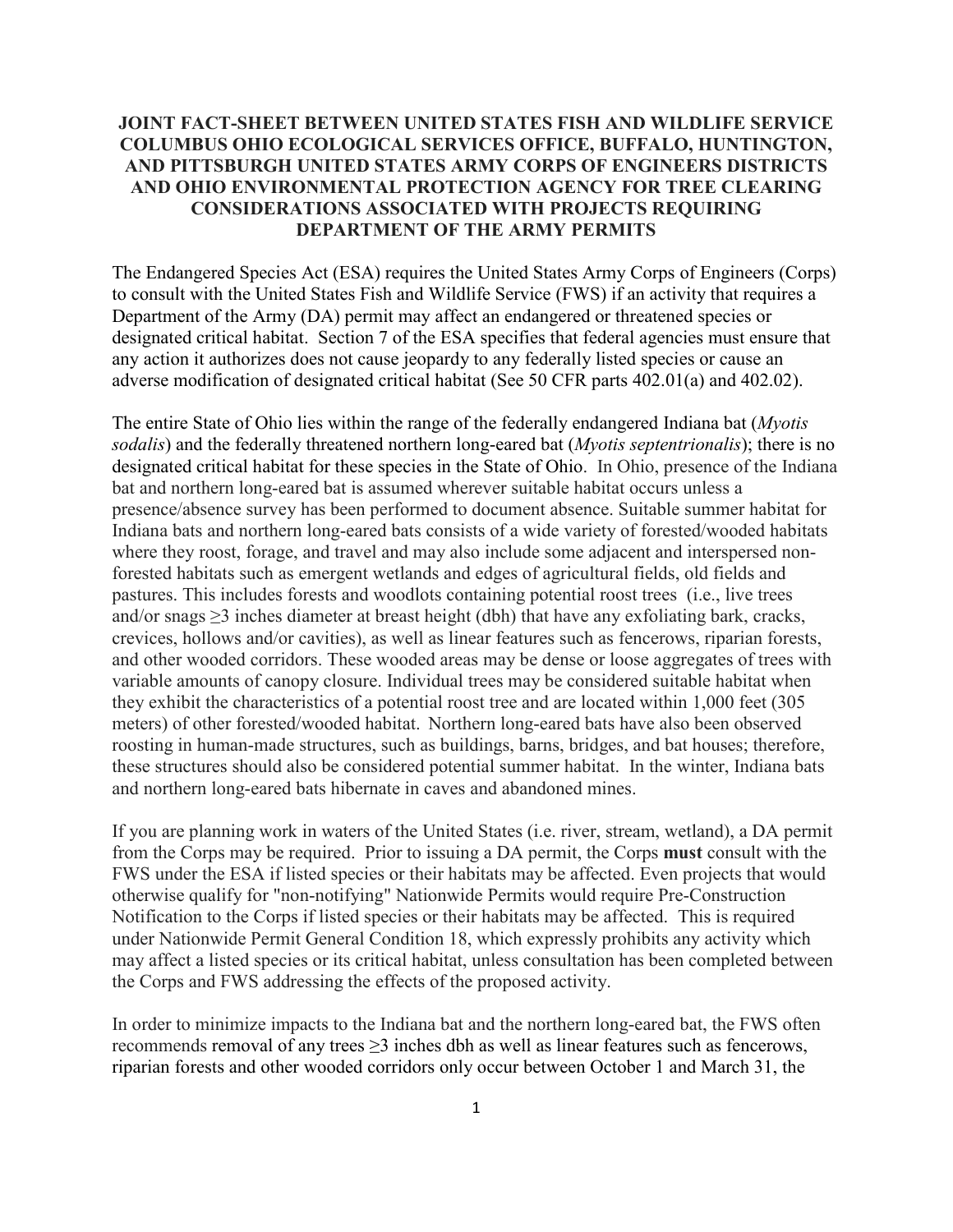# JOINT FACT-SHEET BETWEEN UNITED STATES FISH AND WILDLIFE SERVICE COLUMBUS OHIO ECOLOGICAL SERVICES OFFICE, BUFFALO, HUNTINGTON, AND PITTSBURGH UNITED STATES ARMY CORPS OF ENGINEERS DISTRICTS AND OHIO ENVIRONMENTAL PROTECTION AGENCY FOR TREE CLEARING CONSIDERATIONS ASSOCIATED WITH PROJECTS REQUIRING DEPARTMENT OF THE ARMY PERMITS

The Endangered Species Act (ESA) requires the United States Army Corps of Engineers (Corps) to consult with the United States Fish and Wildlife Service (FWS) if an activity that requires a Department of the Army (DA) permit may affect an endangered or threatened species or designated critical habitat. Section 7 of the ESA specifies that federal agencies must ensure that any action it authorizes does not cause jeopardy to any federally listed species or cause an adverse modification of designated critical habitat (See 50 CFR parts 402.01(a) and 402.02).

The entire State of Ohio lies within the range of the federally endangered Indiana bat (*Myotis sodalis*) and the federally threatened northern long-eared bat (*Myotis septentrionalis*); there is no designated critical habitat for these species in the State of Ohio. In Ohio, presence of the Indiana bat and northern long-eared bat is assumed wherever suitable habitat occurs unless a presence/absence survey has been performed to document absence. Suitable summer habitat for Indiana bats and northern long-eared bats consists of a wide variety of forested/wooded habitats where they roost, forage, and travel and may also include some adjacent and interspersed non-forested habitats such as emergent wetlands and edges of agricultural fields, old fields and pastures. This includes forests and woodlots containing potential roost trees (i.e., live trees and/or snags ≥3 inches diameter at breast height (dbh) that have any exfoliating bark, cracks, crevices, hollows and/or cavities), as well as linear features such as fencerows, riparian forests, and other wooded corridors. These wooded areas may be dense or loose aggregates of trees with variable amounts of canopy closure. Individual trees may be considered suitable habitat when they exhibit the characteristics of a potential roost tree and are located within 1,000 feet (305 meters) of other forested/wooded habitat. Northern long-eared bats have also been observed roosting in human-made structures, such as buildings, barns, bridges, and bat houses; therefore, these structures should also be considered potential summer habitat. In the winter, Indiana bats and northern long-eared bats hibernate in caves and abandoned mines.

If you are planning work in waters of the United States (i.e. river, stream, wetland), a DA permit from the Corps may be required. Prior to issuing a DA permit, the Corps **must** consult with the FWS under the ESA if listed species or their habitats may be affected. Even projects that would otherwise qualify for "non-notifying" Nationwide Permits would require Pre-Construction Notification to the Corps if listed species or their habitats may be affected. This is required under Nationwide Permit General Condition 18, which expressly prohibits any activity which may affect a listed species or its critical habitat, unless consultation has been completed between the Corps and FWS addressing the effects of the proposed activity.

In order to minimize impacts to the Indiana bat and the northern long-eared bat, the FWS often recommends removal of any trees ≥3 inches dbh as well as linear features such as fencerows, riparian forests and other wooded corridors only occur between October 1 and March 31, the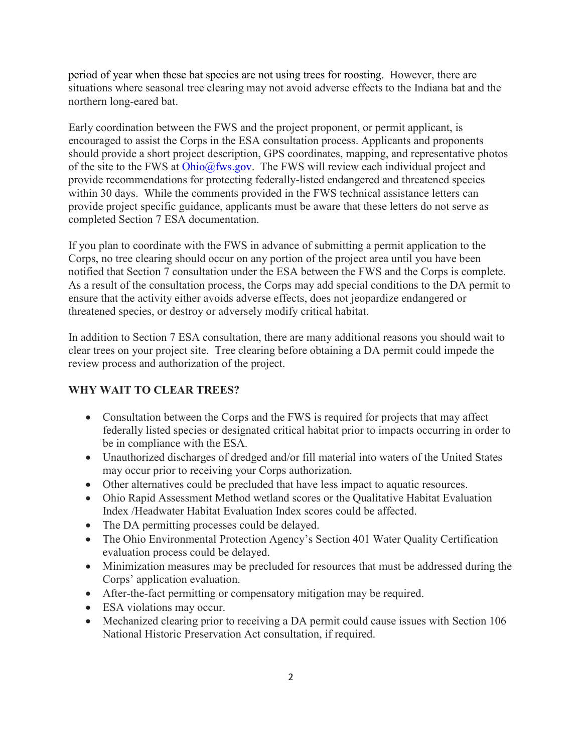period of year when these bat species are not using trees for roosting. However, there are situations where seasonal tree clearing may not avoid adverse effects to the Indiana bat and the northern long-eared bat.

Early coordination between the FWS and the project proponent, or permit applicant, is encouraged to assist the Corps in the ESA consultation process. Applicants and proponents should provide a short project description, GPS coordinates, mapping, and representative photos of the site to the FWS at Ohio@fws.gov. The FWS will review each individual project and provide recommendations for protecting federally-listed endangered and threatened species within 30 days. While the comments provided in the FWS technical assistance letters can provide project specific guidance, applicants must be aware that these letters do not serve as completed Section 7 ESA documentation.

If you plan to coordinate with the FWS in advance of submitting a permit application to the Corps, no tree clearing should occur on any portion of the project area until you have been notified that Section 7 consultation under the ESA between the FWS and the Corps is complete. As a result of the consultation process, the Corps may add special conditions to the DA permit to ensure that the activity either avoids adverse effects, does not jeopardize endangered or threatened species, or destroy or adversely modify critical habitat.

In addition to Section 7 ESA consultation, there are many additional reasons you should wait to clear trees on your project site. Tree clearing before obtaining a DA permit could impede the review process and authorization of the project.

**WHY WAIT TO CLEAR TREES?**

- Consultation between the Corps and the FWS is required for projects that may affect federally listed species or designated critical habitat prior to impacts occurring in order to be in compliance with the ESA.
- Unauthorized discharges of dredged and/or fill material into waters of the United States may occur prior to receiving your Corps authorization.
- Other alternatives could be precluded that have less impact to aquatic resources.
- Ohio Rapid Assessment Method wetland scores or the Qualitative Habitat Evaluation Index /Headwater Habitat Evaluation Index scores could be affected.
- The DA permitting processes could be delayed.
- The Ohio Environmental Protection Agency's Section 401 Water Quality Certification evaluation process could be delayed.
- Minimization measures may be precluded for resources that must be addressed during the Corps' application evaluation.
- After-the-fact permitting or compensatory mitigation may be required.
- ESA violations may occur.
- Mechanized clearing prior to receiving a DA permit could cause issues with Section 106 National Historic Preservation Act consultation, if required.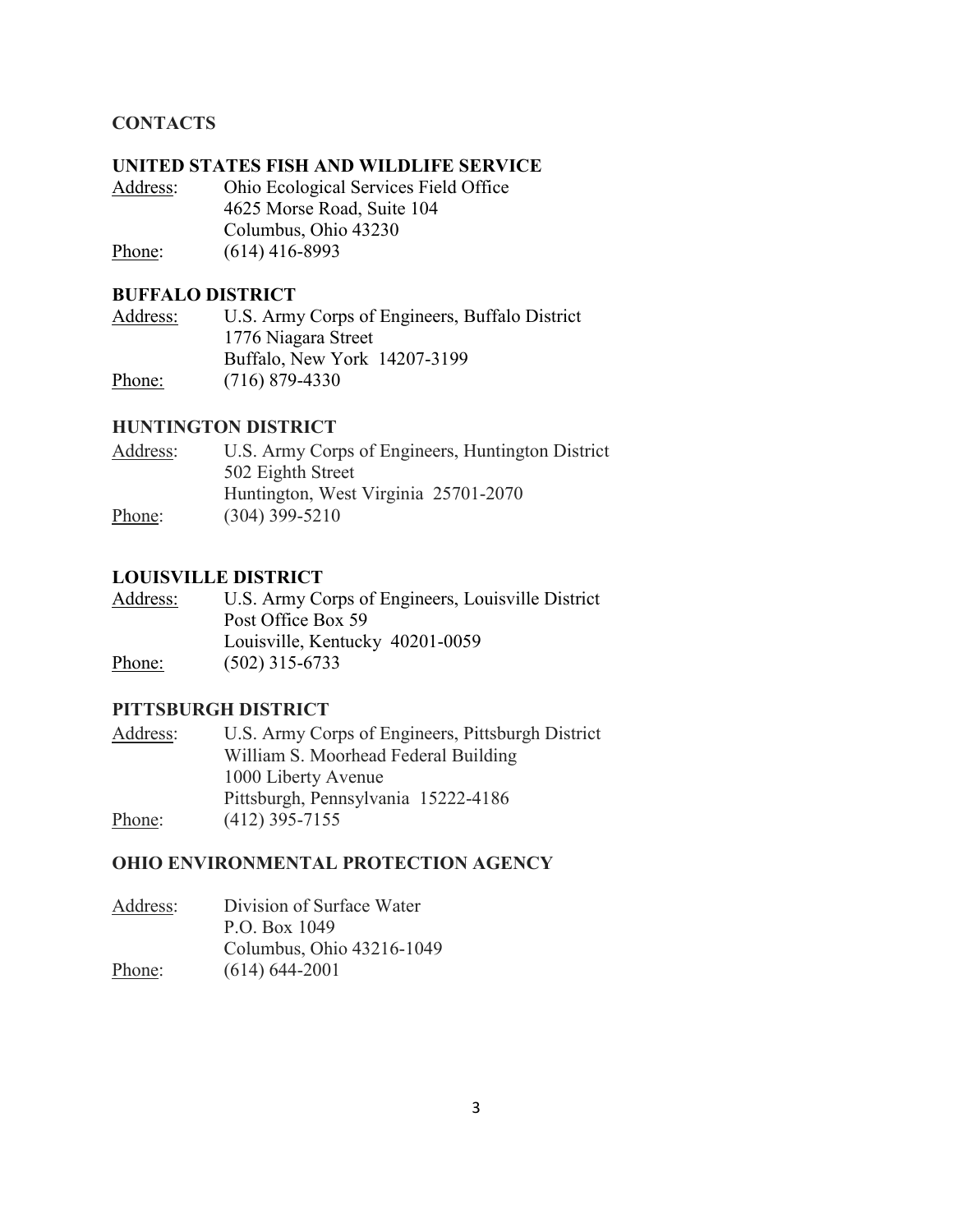## CONTACTS

### UNITED STATES FISH AND WILDLIFE SERVICE

<u>Address</u>: Ohio Ecological Services Field Office
4625 Morse Road, Suite 104
Columbus, Ohio 43230
<u>Phone</u>: (614) 416-8993

### BUFFALO DISTRICT

<u>Address:</u> U.S. Army Corps of Engineers, Buffalo District
1776 Niagara Street
Buffalo, New York 14207-3199
<u>Phone:</u> (716) 879-4330

### HUNTINGTON DISTRICT

<u>Address</u>: U.S. Army Corps of Engineers, Huntington District
502 Eighth Street
Huntington, West Virginia 25701-2070
<u>Phone</u>: (304) 399-5210

### LOUISVILLE DISTRICT

<u>Address:</u> U.S. Army Corps of Engineers, Louisville District
Post Office Box 59
Louisville, Kentucky 40201-0059
<u>Phone:</u> (502) 315-6733

### PITTSBURGH DISTRICT

<u>Address</u>: U.S. Army Corps of Engineers, Pittsburgh District
William S. Moorhead Federal Building
1000 Liberty Avenue
Pittsburgh, Pennsylvania 15222-4186
<u>Phone</u>: (412) 395-7155

### OHIO ENVIRONMENTAL PROTECTION AGENCY

<u>Address</u>: Division of Surface Water
P.O. Box 1049
Columbus, Ohio 43216-1049
<u>Phone</u>: (614) 644-2001